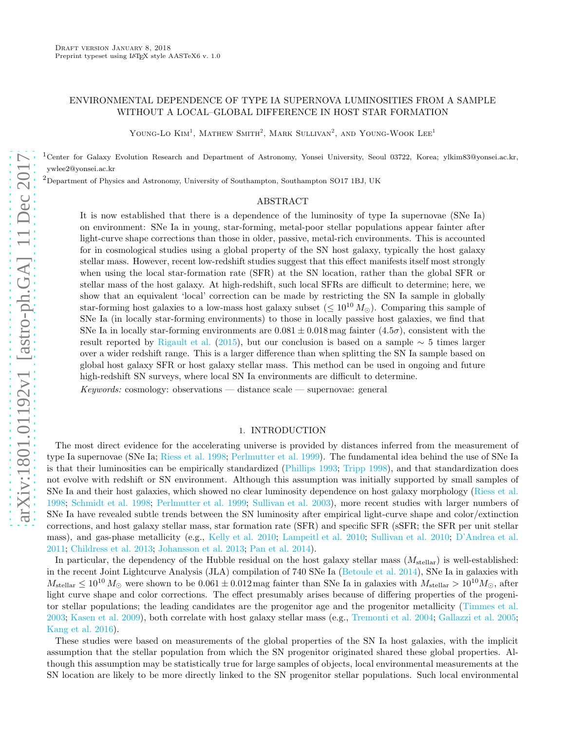Draft version January 8, 2018
Preprint typeset using LaTeX style AASTeX6 v. 1.0

# ENVIRONMENTAL DEPENDENCE OF TYPE IA SUPERNOVA LUMINOSITIES FROM A SAMPLE WITHOUT A LOCAL–GLOBAL DIFFERENCE IN HOST STAR FORMATION

Young-Lo Kim[1], Mathew Smith[2], Mark Sullivan[2], and Young-Wook Lee[1]

[1]Center for Galaxy Evolution Research and Department of Astronomy, Yonsei University, Seoul 03722, Korea; ylkim83@yonsei.ac.kr, ywlee2@yonsei.ac.kr

[2]Department of Physics and Astronomy, University of Southampton, Southampton SO17 1BJ, UK

## ABSTRACT

It is now established that there is a dependence of the luminosity of type Ia supernovae (SNe Ia) on environment: SNe Ia in young, star-forming, metal-poor stellar populations appear fainter after light-curve shape corrections than those in older, passive, metal-rich environments. This is accounted for in cosmological studies using a global property of the SN host galaxy, typically the host galaxy stellar mass. However, recent low-redshift studies suggest that this effect manifests itself most strongly when using the local star-formation rate (SFR) at the SN location, rather than the global SFR or stellar mass of the host galaxy. At high-redshift, such local SFRs are difficult to determine; here, we show that an equivalent 'local' correction can be made by restricting the SN Ia sample in globally star-forming host galaxies to a low-mass host galaxy subset ($\leq 10^{10}\,M_{\odot}$). Comparing this sample of SNe Ia (in locally star-forming environments) to those in locally passive host galaxies, we find that SNe Ia in locally star-forming environments are $0.081 \pm 0.018$ mag fainter ($4.5\sigma$), consistent with the result reported by Rigault et al. (2015), but our conclusion is based on a sample $\sim 5$ times larger over a wider redshift range. This is a larger difference than when splitting the SN Ia sample based on global host galaxy SFR or host galaxy stellar mass. This method can be used in ongoing and future high-redshift SN surveys, where local SN Ia environments are difficult to determine.

*Keywords:* cosmology: observations — distance scale — supernovae: general

## 1. INTRODUCTION

The most direct evidence for the accelerating universe is provided by distances inferred from the measurement of type Ia supernovae (SNe Ia; Riess et al. 1998; Perlmutter et al. 1999). The fundamental idea behind the use of SNe Ia is that their luminosities can be empirically standardized (Phillips 1993; Tripp 1998), and that standardization does not evolve with redshift or SN environment. Although this assumption was initially supported by small samples of SNe Ia and their host galaxies, which showed no clear luminosity dependence on host galaxy morphology (Riess et al. 1998; Schmidt et al. 1998; Perlmutter et al. 1999; Sullivan et al. 2003), more recent studies with larger numbers of SNe Ia have revealed subtle trends between the SN luminosity after empirical light-curve shape and color/extinction corrections, and host galaxy stellar mass, star formation rate (SFR) and specific SFR (sSFR; the SFR per unit stellar mass), and gas-phase metallicity (e.g., Kelly et al. 2010; Lampeitl et al. 2010; Sullivan et al. 2010; D'Andrea et al. 2011; Childress et al. 2013; Johansson et al. 2013; Pan et al. 2014).

In particular, the dependency of the Hubble residual on the host galaxy stellar mass ($M_{\rm stellar}$) is well-established: in the recent Joint Lightcurve Analysis (JLA) compilation of 740 SNe Ia (Betoule et al. 2014), SNe Ia in galaxies with $M_{\rm stellar} \leq 10^{10}\,M_{\odot}$ were shown to be $0.061 \pm 0.012$ mag fainter than SNe Ia in galaxies with $M_{\rm stellar} > 10^{10} M_{\odot}$, after light curve shape and color corrections. The effect presumably arises because of differing properties of the progenitor stellar populations; the leading candidates are the progenitor age and the progenitor metallicity (Timmes et al. 2003; Kasen et al. 2009), both correlate with host galaxy stellar mass (e.g., Tremonti et al. 2004; Gallazzi et al. 2005; Kang et al. 2016).

These studies were based on measurements of the global properties of the SN Ia host galaxies, with the implicit assumption that the stellar population from which the SN progenitor originated shared these global properties. Although this assumption may be statistically true for large samples of objects, local environmental measurements at the SN location are likely to be more directly linked to the SN progenitor stellar populations. Such local environmental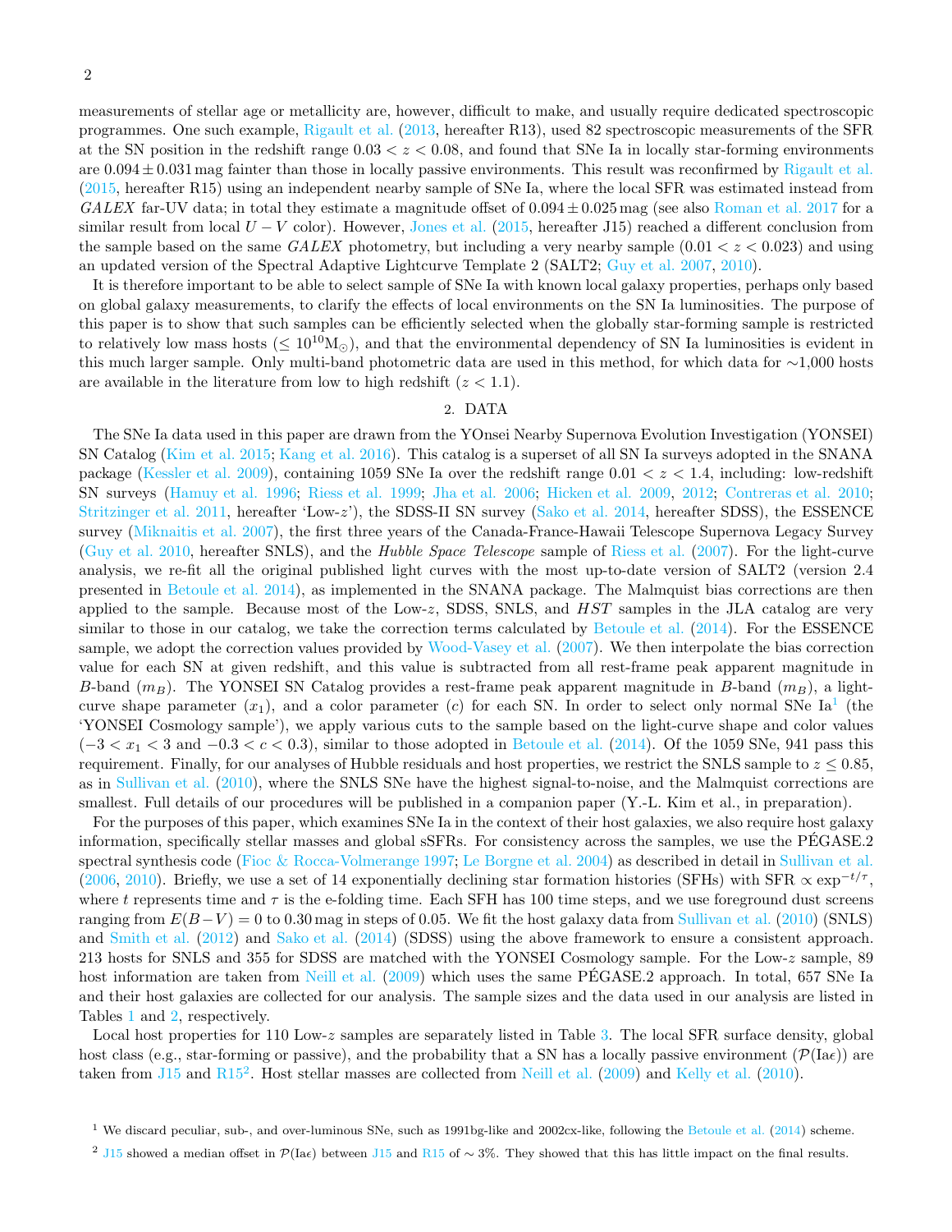measurements of stellar age or metallicity are, however, difficult to make, and usually require dedicated spectroscopic programmes. One such example, Rigault et al. (2013, hereafter R13), used 82 spectroscopic measurements of the SFR at the SN position in the redshift range $0.03 < z < 0.08$, and found that SNe Ia in locally star-forming environments are $0.094 \pm 0.031$ mag fainter than those in locally passive environments. This result was reconfirmed by Rigault et al. (2015, hereafter R15) using an independent nearby sample of SNe Ia, where the local SFR was estimated instead from *GALEX* far-UV data; in total they estimate a magnitude offset of $0.094 \pm 0.025$ mag (see also Roman et al. 2017 for a similar result from local $U - V$ color). However, Jones et al. (2015, hereafter J15) reached a different conclusion from the sample based on the same *GALEX* photometry, but including a very nearby sample ($0.01 < z < 0.023$) and using an updated version of the Spectral Adaptive Lightcurve Template 2 (SALT2; Guy et al. 2007, 2010).

It is therefore important to be able to select sample of SNe Ia with known local galaxy properties, perhaps only based on global galaxy measurements, to clarify the effects of local environments on the SN Ia luminosities. The purpose of this paper is to show that such samples can be efficiently selected when the globally star-forming sample is restricted to relatively low mass hosts ($\leq 10^{10}\mathrm{M}_{\odot}$), and that the environmental dependency of SN Ia luminosities is evident in this much larger sample. Only multi-band photometric data are used in this method, for which data for ∼1,000 hosts are available in the literature from low to high redshift ($z < 1.1$).

## 2. DATA

The SNe Ia data used in this paper are drawn from the YOnsei Nearby Supernova Evolution Investigation (YONSEI) SN Catalog (Kim et al. 2015; Kang et al. 2016). This catalog is a superset of all SN Ia surveys adopted in the SNANA package (Kessler et al. 2009), containing 1059 SNe Ia over the redshift range $0.01 < z < 1.4$, including: low-redshift SN surveys (Hamuy et al. 1996; Riess et al. 1999; Jha et al. 2006; Hicken et al. 2009, 2012; Contreras et al. 2010; Stritzinger et al. 2011, hereafter 'Low-$z$'), the SDSS-II SN survey (Sako et al. 2014, hereafter SDSS), the ESSENCE survey (Miknaitis et al. 2007), the first three years of the Canada-France-Hawaii Telescope Supernova Legacy Survey (Guy et al. 2010, hereafter SNLS), and the *Hubble Space Telescope* sample of Riess et al. (2007). For the light-curve analysis, we re-fit all the original published light curves with the most up-to-date version of SALT2 (version 2.4 presented in Betoule et al. 2014), as implemented in the SNANA package. The Malmquist bias corrections are then applied to the sample. Because most of the Low-$z$, SDSS, SNLS, and *HST* samples in the JLA catalog are very similar to those in our catalog, we take the correction terms calculated by Betoule et al. (2014). For the ESSENCE sample, we adopt the correction values provided by Wood-Vasey et al. (2007). We then interpolate the bias correction value for each SN at given redshift, and this value is subtracted from all rest-frame peak apparent magnitude in $B$-band ($m_B$). The YONSEI SN Catalog provides a rest-frame peak apparent magnitude in $B$-band ($m_B$), a light-curve shape parameter ($x_1$), and a color parameter ($c$) for each SN. In order to select only normal SNe Ia[1] (the 'YONSEI Cosmology sample'), we apply various cuts to the sample based on the light-curve shape and color values ($-3 < x_1 < 3$ and $-0.3 < c < 0.3$), similar to those adopted in Betoule et al. (2014). Of the 1059 SNe, 941 pass this requirement. Finally, for our analyses of Hubble residuals and host properties, we restrict the SNLS sample to $z \leq 0.85$, as in Sullivan et al. (2010), where the SNLS SNe have the highest signal-to-noise, and the Malmquist corrections are smallest. Full details of our procedures will be published in a companion paper (Y.-L. Kim et al., in preparation).

For the purposes of this paper, which examines SNe Ia in the context of their host galaxies, we also require host galaxy information, specifically stellar masses and global sSFRs. For consistency across the samples, we use the PÉGASE.2 spectral synthesis code (Fioc & Rocca-Volmerange 1997; Le Borgne et al. 2004) as described in detail in Sullivan et al. (2006, 2010). Briefly, we use a set of 14 exponentially declining star formation histories (SFHs) with SFR $\propto \exp^{-t/\tau}$, where $t$ represents time and $\tau$ is the e-folding time. Each SFH has 100 time steps, and we use foreground dust screens ranging from $E(B-V) = 0$ to 0.30 mag in steps of 0.05. We fit the host galaxy data from Sullivan et al. (2010) (SNLS) and Smith et al. (2012) and Sako et al. (2014) (SDSS) using the above framework to ensure a consistent approach. 213 hosts for SNLS and 355 for SDSS are matched with the YONSEI Cosmology sample. For the Low-$z$ sample, 89 host information are taken from Neill et al. (2009) which uses the same PÉGASE.2 approach. In total, 657 SNe Ia and their host galaxies are collected for our analysis. The sample sizes and the data used in our analysis are listed in Tables 1 and 2, respectively.

Local host properties for 110 Low-$z$ samples are separately listed in Table 3. The local SFR surface density, global host class (e.g., star-forming or passive), and the probability that a SN has a locally passive environment ($\mathcal{P}(\mathrm{Ia}\epsilon)$) are taken from J15 and R15[2]. Host stellar masses are collected from Neill et al. (2009) and Kelly et al. (2010).

[1] We discard peculiar, sub-, and over-luminous SNe, such as 1991bg-like and 2002cx-like, following the Betoule et al. (2014) scheme.

[2] J15 showed a median offset in $\mathcal{P}(\mathrm{Ia}\epsilon)$ between J15 and R15 of ∼ 3%. They showed that this has little impact on the final results.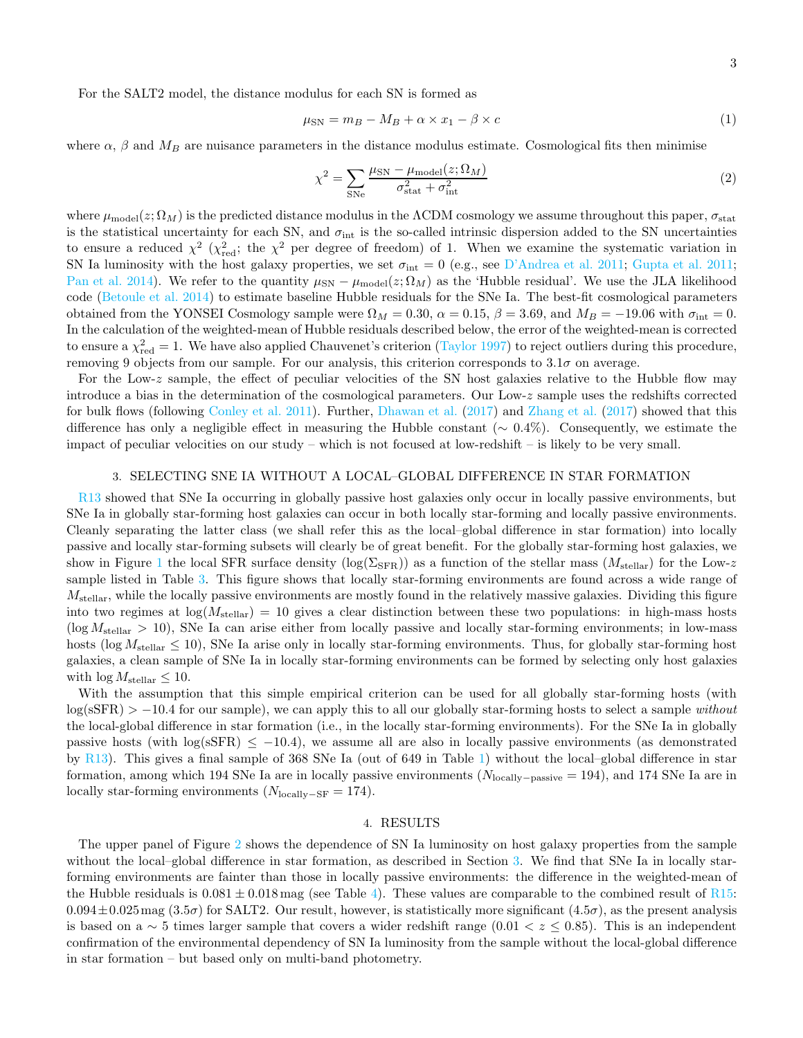For the SALT2 model, the distance modulus for each SN is formed as

$$\mu_{\rm SN} = m_B - M_B + \alpha \times x_1 - \beta \times c \tag{1}$$

where $\alpha$, $\beta$ and $M_B$ are nuisance parameters in the distance modulus estimate. Cosmological fits then minimise

$$\chi^2 = \sum_{\rm SNe} \frac{\mu_{\rm SN} - \mu_{\rm model}(z;\Omega_M)}{\sigma^2_{\rm stat} + \sigma^2_{\rm int}} \tag{2}$$

where $\mu_{\rm model}(z;\Omega_M)$ is the predicted distance modulus in the ΛCDM cosmology we assume throughout this paper, $\sigma_{\rm stat}$ is the statistical uncertainty for each SN, and $\sigma_{\rm int}$ is the so-called intrinsic dispersion added to the SN uncertainties to ensure a reduced $\chi^2$ ($\chi^2_{\rm red}$; the $\chi^2$ per degree of freedom) of 1. When we examine the systematic variation in SN Ia luminosity with the host galaxy properties, we set $\sigma_{\rm int} = 0$ (e.g., see D'Andrea et al. 2011; Gupta et al. 2011; Pan et al. 2014). We refer to the quantity $\mu_{\rm SN} - \mu_{\rm model}(z;\Omega_M)$ as the 'Hubble residual'. We use the JLA likelihood code (Betoule et al. 2014) to estimate baseline Hubble residuals for the SNe Ia. The best-fit cosmological parameters obtained from the YONSEI Cosmology sample were $\Omega_M = 0.30$, $\alpha = 0.15$, $\beta = 3.69$, and $M_B = -19.06$ with $\sigma_{\rm int} = 0$. In the calculation of the weighted-mean of Hubble residuals described below, the error of the weighted-mean is corrected to ensure a $\chi^2_{\rm red} = 1$. We have also applied Chauvenet's criterion (Taylor 1997) to reject outliers during this procedure, removing 9 objects from our sample. For our analysis, this criterion corresponds to $3.1\sigma$ on average.

For the Low-$z$ sample, the effect of peculiar velocities of the SN host galaxies relative to the Hubble flow may introduce a bias in the determination of the cosmological parameters. Our Low-$z$ sample uses the redshifts corrected for bulk flows (following Conley et al. 2011). Further, Dhawan et al. (2017) and Zhang et al. (2017) showed that this difference has only a negligible effect in measuring the Hubble constant ($\sim 0.4\%$). Consequently, we estimate the impact of peculiar velocities on our study – which is not focused at low-redshift – is likely to be very small.

## 3. SELECTING SNE IA WITHOUT A LOCAL–GLOBAL DIFFERENCE IN STAR FORMATION

R13 showed that SNe Ia occurring in globally passive host galaxies only occur in locally passive environments, but SNe Ia in globally star-forming host galaxies can occur in both locally star-forming and locally passive environments. Cleanly separating the latter class (we shall refer this as the local–global difference in star formation) into locally passive and locally star-forming subsets will clearly be of great benefit. For the globally star-forming host galaxies, we show in Figure 1 the local SFR surface density ($\log(\Sigma_{\rm SFR})$) as a function of the stellar mass ($M_{\rm stellar}$) for the Low-$z$ sample listed in Table 3. This figure shows that locally star-forming environments are found across a wide range of $M_{\rm stellar}$, while the locally passive environments are mostly found in the relatively massive galaxies. Dividing this figure into two regimes at $\log(M_{\rm stellar}) = 10$ gives a clear distinction between these two populations: in high-mass hosts ($\log M_{\rm stellar} > 10$), SNe Ia can arise either from locally passive and locally star-forming environments; in low-mass hosts ($\log M_{\rm stellar} \leq 10$), SNe Ia arise only in locally star-forming environments. Thus, for globally star-forming host galaxies, a clean sample of SNe Ia in locally star-forming environments can be formed by selecting only host galaxies with $\log M_{\rm stellar} \leq 10$.

With the assumption that this simple empirical criterion can be used for all globally star-forming hosts (with $\log({\rm sSFR}) > -10.4$ for our sample), we can apply this to all our globally star-forming hosts to select a sample *without* the local-global difference in star formation (i.e., in the locally star-forming environments). For the SNe Ia in globally passive hosts (with $\log({\rm sSFR}) \leq -10.4$), we assume all are also in locally passive environments (as demonstrated by R13). This gives a final sample of 368 SNe Ia (out of 649 in Table 1) without the local–global difference in star formation, among which 194 SNe Ia are in locally passive environments ($N_{\rm locally-passive} = 194$), and 174 SNe Ia are in locally star-forming environments ($N_{\rm locally-SF} = 174$).

## 4. RESULTS

The upper panel of Figure 2 shows the dependence of SN Ia luminosity on host galaxy properties from the sample without the local–global difference in star formation, as described in Section 3. We find that SNe Ia in locally star-forming environments are fainter than those in locally passive environments: the difference in the weighted-mean of the Hubble residuals is $0.081 \pm 0.018$ mag (see Table 4). These values are comparable to the combined result of R15: $0.094 \pm 0.025$ mag ($3.5\sigma$) for SALT2. Our result, however, is statistically more significant ($4.5\sigma$), as the present analysis is based on a $\sim 5$ times larger sample that covers a wider redshift range ($0.01 < z \leq 0.85$). This is an independent confirmation of the environmental dependency of SN Ia luminosity from the sample without the local-global difference in star formation – but based only on multi-band photometry.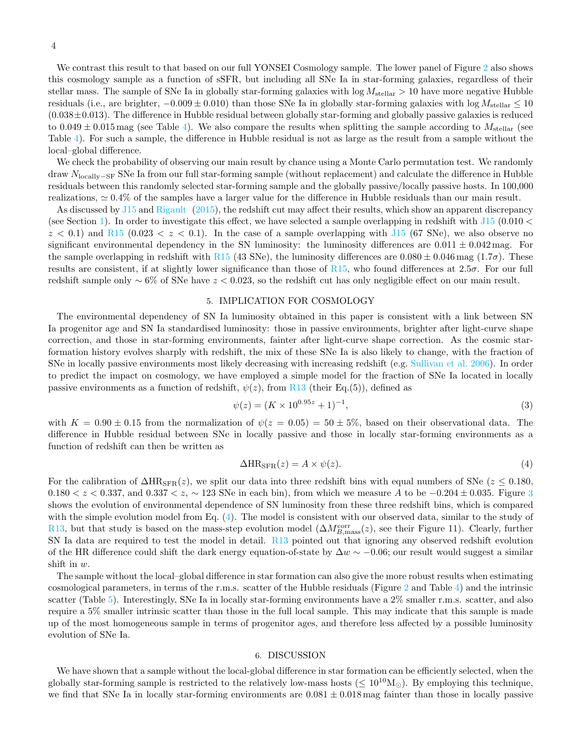We contrast this result to that based on our full YONSEI Cosmology sample. The lower panel of Figure 2 also shows this cosmology sample as a function of sSFR, but including all SNe Ia in star-forming galaxies, regardless of their stellar mass. The sample of SNe Ia in globally star-forming galaxies with $\log M_{\rm stellar} > 10$ have more negative Hubble residuals (i.e., are brighter, $-0.009 \pm 0.010$) than those SNe Ia in globally star-forming galaxies with $\log M_{\rm stellar} \leq 10$ ($0.038 \pm 0.013$). The difference in Hubble residual between globally star-forming and globally passive galaxies is reduced to $0.049 \pm 0.015$ mag (see Table 4). We also compare the results when splitting the sample according to $M_{\rm stellar}$ (see Table 4). For such a sample, the difference in Hubble residual is not as large as the result from a sample without the local–global difference.

We check the probability of observing our main result by chance using a Monte Carlo permutation test. We randomly draw $N_{\rm locally-SF}$ SNe Ia from our full star-forming sample (without replacement) and calculate the difference in Hubble residuals between this randomly selected star-forming sample and the globally passive/locally passive hosts. In 100,000 realizations, $\simeq 0.4\%$ of the samples have a larger value for the difference in Hubble residuals than our main result.

As discussed by J15 and Rigault (2015), the redshift cut may affect their results, which show an apparent discrepancy (see Section 1). In order to investigate this effect, we have selected a sample overlapping in redshift with J15 ($0.010 < z < 0.1$) and R15 ($0.023 < z < 0.1$). In the case of a sample overlapping with J15 (67 SNe), we also observe no significant environmental dependency in the SN luminosity: the luminosity differences are $0.011 \pm 0.042$ mag. For the sample overlapping in redshift with R15 (43 SNe), the luminosity differences are $0.080 \pm 0.046$ mag ($1.7\sigma$). These results are consistent, if at slightly lower significance than those of R15, who found differences at $2.5\sigma$. For our full redshift sample only $\sim 6\%$ of SNe have $z < 0.023$, so the redshift cut has only negligible effect on our main result.

## 5. IMPLICATION FOR COSMOLOGY

The environmental dependency of SN Ia luminosity obtained in this paper is consistent with a link between SN Ia progenitor age and SN Ia standardised luminosity: those in passive environments, brighter after light-curve shape correction, and those in star-forming environments, fainter after light-curve shape correction. As the cosmic star-formation history evolves sharply with redshift, the mix of these SNe Ia is also likely to change, with the fraction of SNe in locally passive environments most likely decreasing with increasing redshift (e.g. Sullivan et al. 2006). In order to predict the impact on cosmology, we have employed a simple model for the fraction of SNe Ia located in locally passive environments as a function of redshift, $\psi(z)$, from R13 (their Eq.(5)), defined as

$$\psi(z) = (K \times 10^{0.95z} + 1)^{-1}, \tag{3}$$

with $K = 0.90 \pm 0.15$ from the normalization of $\psi(z = 0.05) = 50 \pm 5\%$, based on their observational data. The difference in Hubble residual between SNe in locally passive and those in locally star-forming environments as a function of redshift can then be written as

$$\Delta \mathrm{HR}_{\rm SFR}(z) = A \times \psi(z). \tag{4}$$

For the calibration of $\Delta \mathrm{HR}_{\rm SFR}(z)$, we split our data into three redshift bins with equal numbers of SNe ($z \leq 0.180$, $0.180 < z < 0.337$, and $0.337 < z$, $\sim 123$ SNe in each bin), from which we measure $A$ to be $-0.204 \pm 0.035$. Figure 3 shows the evolution of environmental dependence of SN luminosity from these three redshift bins, which is compared with the simple evolution model from Eq. (4). The model is consistent with our observed data, similar to the study of R13, but that study is based on the mass-step evolution model ($\Delta M^{\rm corr}_{B,\rm mass}(z)$, see their Figure 11). Clearly, further SN Ia data are required to test the model in detail. R13 pointed out that ignoring any observed redshift evolution of the HR difference could shift the dark energy equation-of-state by $\Delta w \sim -0.06$; our result would suggest a similar shift in $w$.

The sample without the local–global difference in star formation can also give the more robust results when estimating cosmological parameters, in terms of the r.m.s. scatter of the Hubble residuals (Figure 2 and Table 4) and the intrinsic scatter (Table 5). Interestingly, SNe Ia in locally star-forming environments have a 2% smaller r.m.s. scatter, and also require a 5% smaller intrinsic scatter than those in the full local sample. This may indicate that this sample is made up of the most homogeneous sample in terms of progenitor ages, and therefore less affected by a possible luminosity evolution of SNe Ia.

## 6. DISCUSSION

We have shown that a sample without the local-global difference in star formation can be efficiently selected, when the globally star-forming sample is restricted to the relatively low-mass hosts ($\leq 10^{10}\mathrm{M}_{\odot}$). By employing this technique, we find that SNe Ia in locally star-forming environments are $0.081 \pm 0.018$ mag fainter than those in locally passive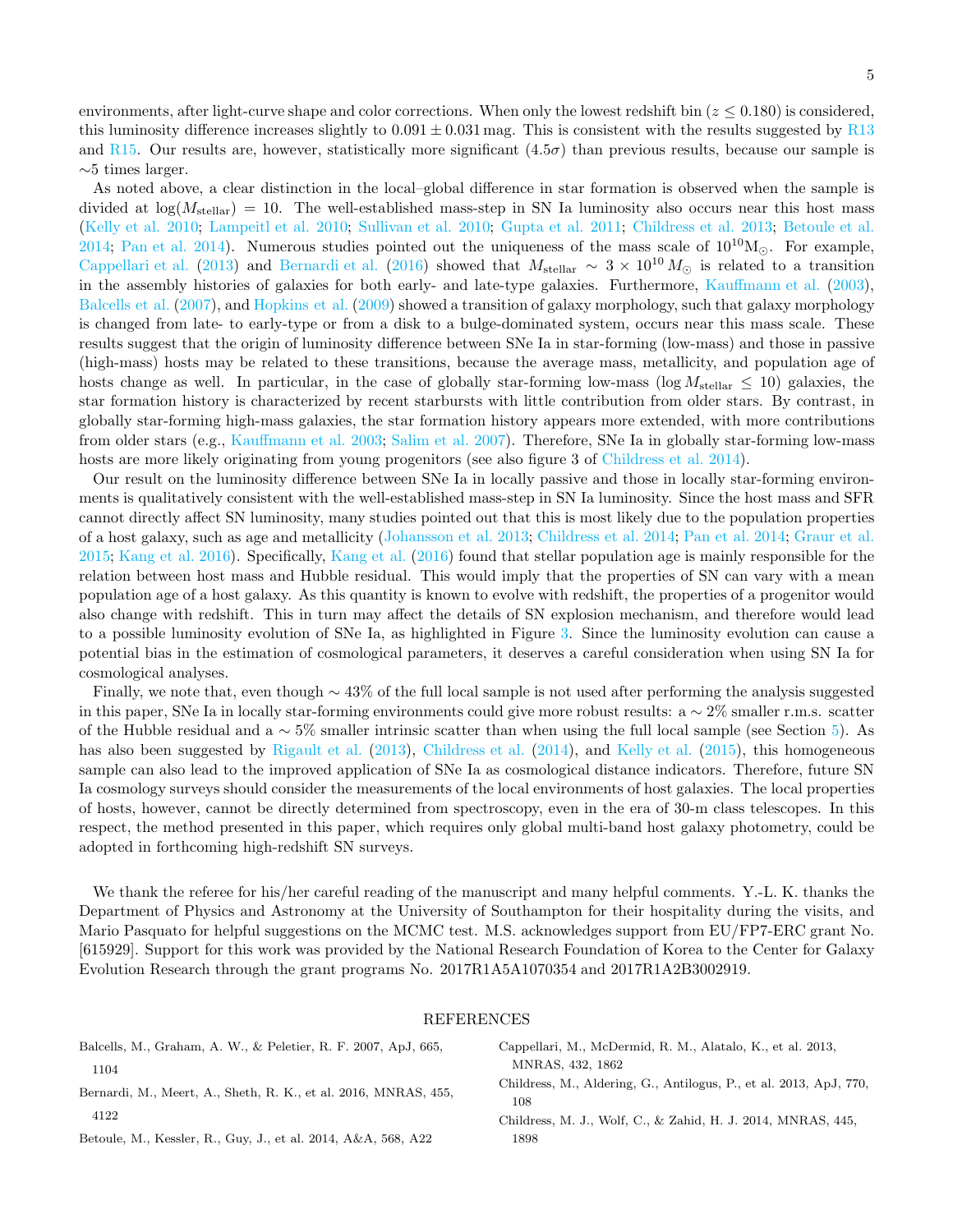environments, after light-curve shape and color corrections. When only the lowest redshift bin ($z \leq 0.180$) is considered, this luminosity difference increases slightly to $0.091 \pm 0.031$ mag. This is consistent with the results suggested by R13 and R15. Our results are, however, statistically more significant ($4.5\sigma$) than previous results, because our sample is $\sim$5 times larger.

As noted above, a clear distinction in the local–global difference in star formation is observed when the sample is divided at $\log(M_{\rm stellar}) = 10$. The well-established mass-step in SN Ia luminosity also occurs near this host mass (Kelly et al. 2010; Lampeitl et al. 2010; Sullivan et al. 2010; Gupta et al. 2011; Childress et al. 2013; Betoule et al. 2014; Pan et al. 2014). Numerous studies pointed out the uniqueness of the mass scale of $10^{10} {\rm M}_{\odot}$. For example, Cappellari et al. (2013) and Bernardi et al. (2016) showed that $M_{\rm stellar} \sim 3 \times 10^{10}\, M_{\odot}$ is related to a transition in the assembly histories of galaxies for both early- and late-type galaxies. Furthermore, Kauffmann et al. (2003), Balcells et al. (2007), and Hopkins et al. (2009) showed a transition of galaxy morphology, such that galaxy morphology is changed from late- to early-type or from a disk to a bulge-dominated system, occurs near this mass scale. These results suggest that the origin of luminosity difference between SNe Ia in star-forming (low-mass) and those in passive (high-mass) hosts may be related to these transitions, because the average mass, metallicity, and population age of hosts change as well. In particular, in the case of globally star-forming low-mass ($\log M_{\rm stellar} \leq 10$) galaxies, the star formation history is characterized by recent starbursts with little contribution from older stars. By contrast, in globally star-forming high-mass galaxies, the star formation history appears more extended, with more contributions from older stars (e.g., Kauffmann et al. 2003; Salim et al. 2007). Therefore, SNe Ia in globally star-forming low-mass hosts are more likely originating from young progenitors (see also figure 3 of Childress et al. 2014).

Our result on the luminosity difference between SNe Ia in locally passive and those in locally star-forming environments is qualitatively consistent with the well-established mass-step in SN Ia luminosity. Since the host mass and SFR cannot directly affect SN luminosity, many studies pointed out that this is most likely due to the population properties of a host galaxy, such as age and metallicity (Johansson et al. 2013; Childress et al. 2014; Pan et al. 2014; Graur et al. 2015; Kang et al. 2016). Specifically, Kang et al. (2016) found that stellar population age is mainly responsible for the relation between host mass and Hubble residual. This would imply that the properties of SN can vary with a mean population age of a host galaxy. As this quantity is known to evolve with redshift, the properties of a progenitor would also change with redshift. This in turn may affect the details of SN explosion mechanism, and therefore would lead to a possible luminosity evolution of SNe Ia, as highlighted in Figure 3. Since the luminosity evolution can cause a potential bias in the estimation of cosmological parameters, it deserves a careful consideration when using SN Ia for cosmological analyses.

Finally, we note that, even though $\sim 43\%$ of the full local sample is not used after performing the analysis suggested in this paper, SNe Ia in locally star-forming environments could give more robust results: a $\sim 2\%$ smaller r.m.s. scatter of the Hubble residual and a $\sim 5\%$ smaller intrinsic scatter than when using the full local sample (see Section 5). As has also been suggested by Rigault et al. (2013), Childress et al. (2014), and Kelly et al. (2015), this homogeneous sample can also lead to the improved application of SNe Ia as cosmological distance indicators. Therefore, future SN Ia cosmology surveys should consider the measurements of the local environments of host galaxies. The local properties of hosts, however, cannot be directly determined from spectroscopy, even in the era of 30-m class telescopes. In this respect, the method presented in this paper, which requires only global multi-band host galaxy photometry, could be adopted in forthcoming high-redshift SN surveys.

We thank the referee for his/her careful reading of the manuscript and many helpful comments. Y.-L. K. thanks the Department of Physics and Astronomy at the University of Southampton for their hospitality during the visits, and Mario Pasquato for helpful suggestions on the MCMC test. M.S. acknowledges support from EU/FP7-ERC grant No. [615929]. Support for this work was provided by the National Research Foundation of Korea to the Center for Galaxy Evolution Research through the grant programs No. 2017R1A5A1070354 and 2017R1A2B3002919.

## REFERENCES

Balcells, M., Graham, A. W., & Peletier, R. F. 2007, ApJ, 665, 1104

Bernardi, M., Meert, A., Sheth, R. K., et al. 2016, MNRAS, 455, 4122

Betoule, M., Kessler, R., Guy, J., et al. 2014, A&A, 568, A22

Cappellari, M., McDermid, R. M., Alatalo, K., et al. 2013, MNRAS, 432, 1862

Childress, M., Aldering, G., Antilogus, P., et al. 2013, ApJ, 770, 108

Childress, M. J., Wolf, C., & Zahid, H. J. 2014, MNRAS, 445, 1898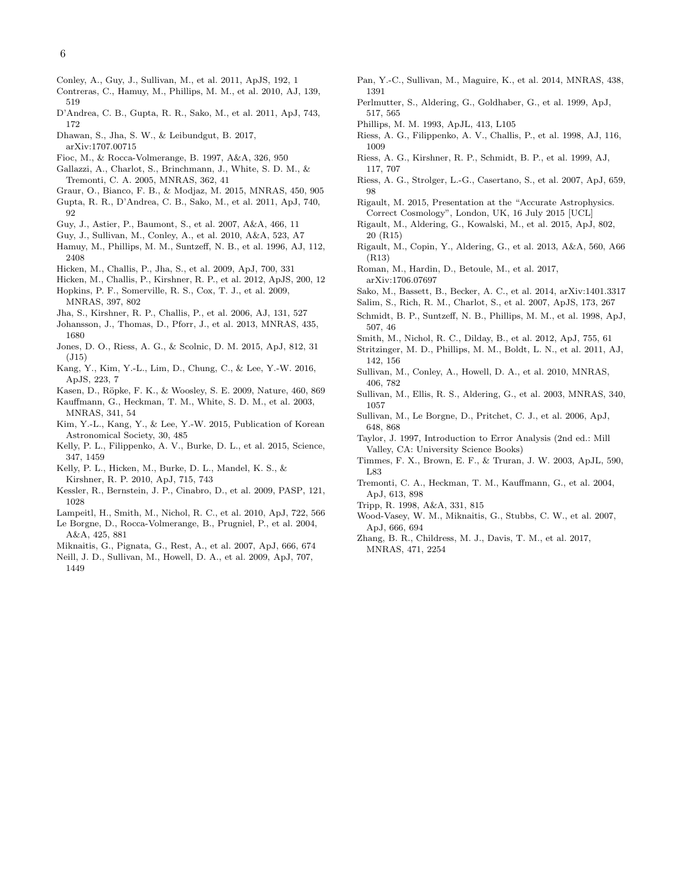Conley, A., Guy, J., Sullivan, M., et al. 2011, ApJS, 192, 1

Contreras, C., Hamuy, M., Phillips, M. M., et al. 2010, AJ, 139, 519

D'Andrea, C. B., Gupta, R. R., Sako, M., et al. 2011, ApJ, 743, 172

Dhawan, S., Jha, S. W., & Leibundgut, B. 2017, arXiv:1707.00715

Fioc, M., & Rocca-Volmerange, B. 1997, A&A, 326, 950

Gallazzi, A., Charlot, S., Brinchmann, J., White, S. D. M., & Tremonti, C. A. 2005, MNRAS, 362, 41

Graur, O., Bianco, F. B., & Modjaz, M. 2015, MNRAS, 450, 905

Gupta, R. R., D'Andrea, C. B., Sako, M., et al. 2011, ApJ, 740, 92

Guy, J., Astier, P., Baumont, S., et al. 2007, A&A, 466, 11

Guy, J., Sullivan, M., Conley, A., et al. 2010, A&A, 523, A7

Hamuy, M., Phillips, M. M., Suntzeff, N. B., et al. 1996, AJ, 112, 2408

Hicken, M., Challis, P., Jha, S., et al. 2009, ApJ, 700, 331

Hicken, M., Challis, P., Kirshner, R. P., et al. 2012, ApJS, 200, 12

Hopkins, P. F., Somerville, R. S., Cox, T. J., et al. 2009, MNRAS, 397, 802

Jha, S., Kirshner, R. P., Challis, P., et al. 2006, AJ, 131, 527

Johansson, J., Thomas, D., Pforr, J., et al. 2013, MNRAS, 435, 1680

Jones, D. O., Riess, A. G., & Scolnic, D. M. 2015, ApJ, 812, 31 (J15)

Kang, Y., Kim, Y.-L., Lim, D., Chung, C., & Lee, Y.-W. 2016, ApJS, 223, 7

Kasen, D., Röpke, F. K., & Woosley, S. E. 2009, Nature, 460, 869

Kauffmann, G., Heckman, T. M., White, S. D. M., et al. 2003, MNRAS, 341, 54

Kim, Y.-L., Kang, Y., & Lee, Y.-W. 2015, Publication of Korean Astronomical Society, 30, 485

Kelly, P. L., Filippenko, A. V., Burke, D. L., et al. 2015, Science, 347, 1459

Kelly, P. L., Hicken, M., Burke, D. L., Mandel, K. S., & Kirshner, R. P. 2010, ApJ, 715, 743

Kessler, R., Bernstein, J. P., Cinabro, D., et al. 2009, PASP, 121, 1028

Lampeitl, H., Smith, M., Nichol, R. C., et al. 2010, ApJ, 722, 566

Le Borgne, D., Rocca-Volmerange, B., Prugniel, P., et al. 2004, A&A, 425, 881

Miknaitis, G., Pignata, G., Rest, A., et al. 2007, ApJ, 666, 674

Neill, J. D., Sullivan, M., Howell, D. A., et al. 2009, ApJ, 707, 1449

Pan, Y.-C., Sullivan, M., Maguire, K., et al. 2014, MNRAS, 438, 1391

Perlmutter, S., Aldering, G., Goldhaber, G., et al. 1999, ApJ, 517, 565

Phillips, M. M. 1993, ApJL, 413, L105

Riess, A. G., Filippenko, A. V., Challis, P., et al. 1998, AJ, 116, 1009

Riess, A. G., Kirshner, R. P., Schmidt, B. P., et al. 1999, AJ, 117, 707

Riess, A. G., Strolger, L.-G., Casertano, S., et al. 2007, ApJ, 659, 98

Rigault, M. 2015, Presentation at the "Accurate Astrophysics. Correct Cosmology", London, UK, 16 July 2015 [UCL]

Rigault, M., Aldering, G., Kowalski, M., et al. 2015, ApJ, 802, 20 (R15)

Rigault, M., Copin, Y., Aldering, G., et al. 2013, A&A, 560, A66 (R13)

Roman, M., Hardin, D., Betoule, M., et al. 2017, arXiv:1706.07697

Sako, M., Bassett, B., Becker, A. C., et al. 2014, arXiv:1401.3317

Salim, S., Rich, R. M., Charlot, S., et al. 2007, ApJS, 173, 267

Schmidt, B. P., Suntzeff, N. B., Phillips, M. M., et al. 1998, ApJ, 507, 46

Smith, M., Nichol, R. C., Dilday, B., et al. 2012, ApJ, 755, 61

Stritzinger, M. D., Phillips, M. M., Boldt, L. N., et al. 2011, AJ, 142, 156

Sullivan, M., Conley, A., Howell, D. A., et al. 2010, MNRAS, 406, 782

Sullivan, M., Ellis, R. S., Aldering, G., et al. 2003, MNRAS, 340, 1057

Sullivan, M., Le Borgne, D., Pritchet, C. J., et al. 2006, ApJ, 648, 868

Taylor, J. 1997, Introduction to Error Analysis (2nd ed.: Mill Valley, CA: University Science Books)

Timmes, F. X., Brown, E. F., & Truran, J. W. 2003, ApJL, 590, L83

Tremonti, C. A., Heckman, T. M., Kauffmann, G., et al. 2004, ApJ, 613, 898

Tripp, R. 1998, A&A, 331, 815

Wood-Vasey, W. M., Miknaitis, G., Stubbs, C. W., et al. 2007, ApJ, 666, 694

Zhang, B. R., Childress, M. J., Davis, T. M., et al. 2017, MNRAS, 471, 2254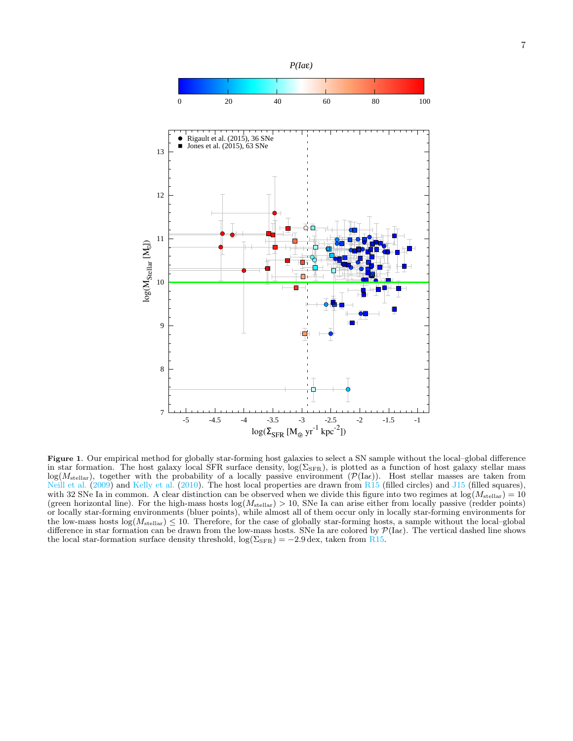**Figure 1**. Our empirical method for globally star-forming host galaxies to select a SN sample without the local–global difference in star formation. The host galaxy local SFR surface density, $\log(\Sigma_{\rm SFR})$, is plotted as a function of host galaxy stellar mass $\log(M_{\rm stellar})$, together with the probability of a locally passive environment ($\mathcal{P}(\mathrm{Ia}\epsilon)$). Host stellar masses are taken from Neill et al. (2009) and Kelly et al. (2010). The host local properties are drawn from R15 (filled circles) and J15 (filled squares), with 32 SNe Ia in common. A clear distinction can be observed when we divide this figure into two regimes at $\log(M_{\rm stellar}) = 10$ (green horizontal line). For the high-mass hosts $\log(M_{\rm stellar}) > 10$, SNe Ia can arise either from locally passive (redder points) or locally star-forming environments (bluer points), while almost all of them occur only in locally star-forming environments for the low-mass hosts $\log(M_{\rm stellar}) \leq 10$. Therefore, for the case of globally star-forming hosts, a sample without the local–global difference in star formation can be drawn from the low-mass hosts. SNe Ia are colored by $\mathcal{P}(\mathrm{Ia}\epsilon)$. The vertical dashed line shows the local star-formation surface density threshold, $\log(\Sigma_{\rm SFR}) = -2.9\,\mathrm{dex}$, taken from R15.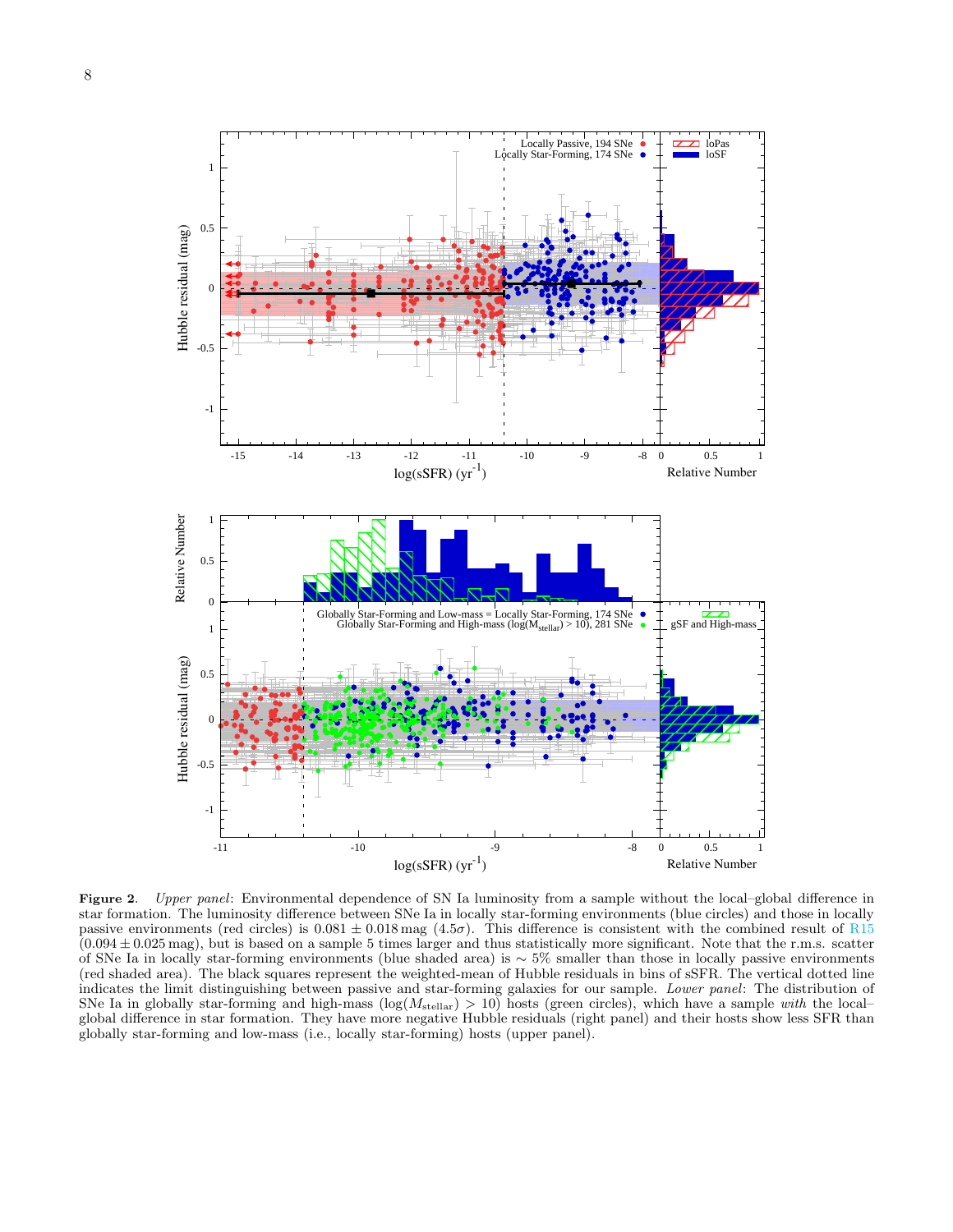**Figure 2**. *Upper panel*: Environmental dependence of SN Ia luminosity from a sample without the local–global difference in star formation. The luminosity difference between SNe Ia in locally star-forming environments (blue circles) and those in locally passive environments (red circles) is $0.081 \pm 0.018$ mag ($4.5\sigma$). This difference is consistent with the combined result of R15 ($0.094 \pm 0.025$ mag), but is based on a sample 5 times larger and thus statistically more significant. Note that the r.m.s. scatter of SNe Ia in locally star-forming environments (blue shaded area) is $\sim 5\%$ smaller than those in locally passive environments (red shaded area). The black squares represent the weighted-mean of Hubble residuals in bins of sSFR. The vertical dotted line indicates the limit distinguishing between passive and star-forming galaxies for our sample. *Lower panel*: The distribution of SNe Ia in globally star-forming and high-mass ($\log(M_{\mathrm{stellar}}) > 10$) hosts (green circles), which have a sample *with* the local–global difference in star formation. They have more negative Hubble residuals (right panel) and their hosts show less SFR than globally star-forming and low-mass (i.e., locally star-forming) hosts (upper panel).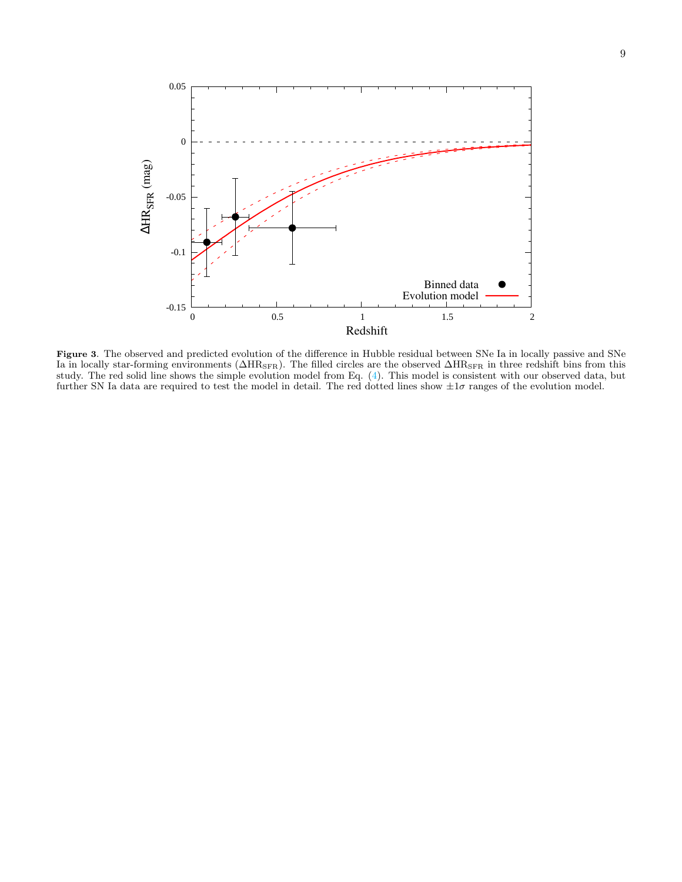**Figure 3**. The observed and predicted evolution of the difference in Hubble residual between SNe Ia in locally passive and SNe Ia in locally star-forming environments ($\Delta \mathrm{HR}_{\mathrm{SFR}}$). The filled circles are the observed $\Delta \mathrm{HR}_{\mathrm{SFR}}$ in three redshift bins from this study. The red solid line shows the simple evolution model from Eq. (4). This model is consistent with our observed data, but further SN Ia data are required to test the model in detail. The red dotted lines show $\pm 1\sigma$ ranges of the evolution model.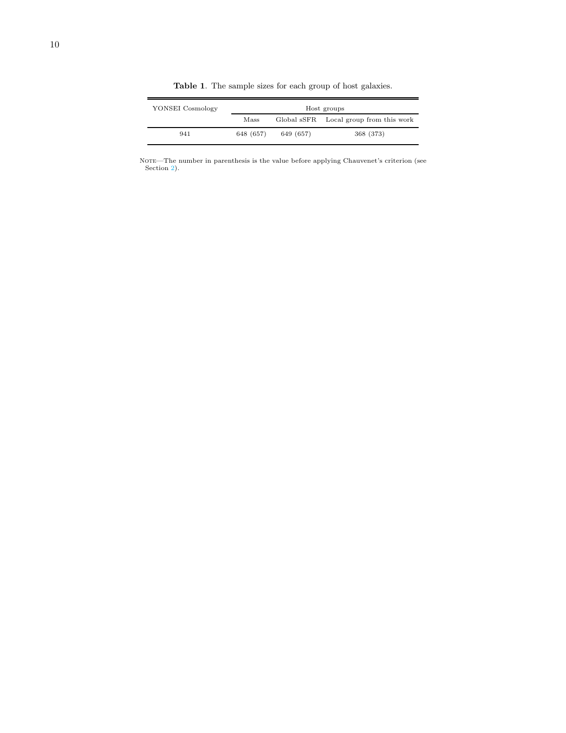**Table 1**. The sample sizes for each group of host galaxies.

| YONSEI Cosmology | Host groups | | |
|---|---|---|---|
| | Mass | Global sSFR | Local group from this work |
| 941 | 648 (657) | 649 (657) | 368 (373) |

Note—The number in parenthesis is the value before applying Chauvenet's criterion (see Section 2).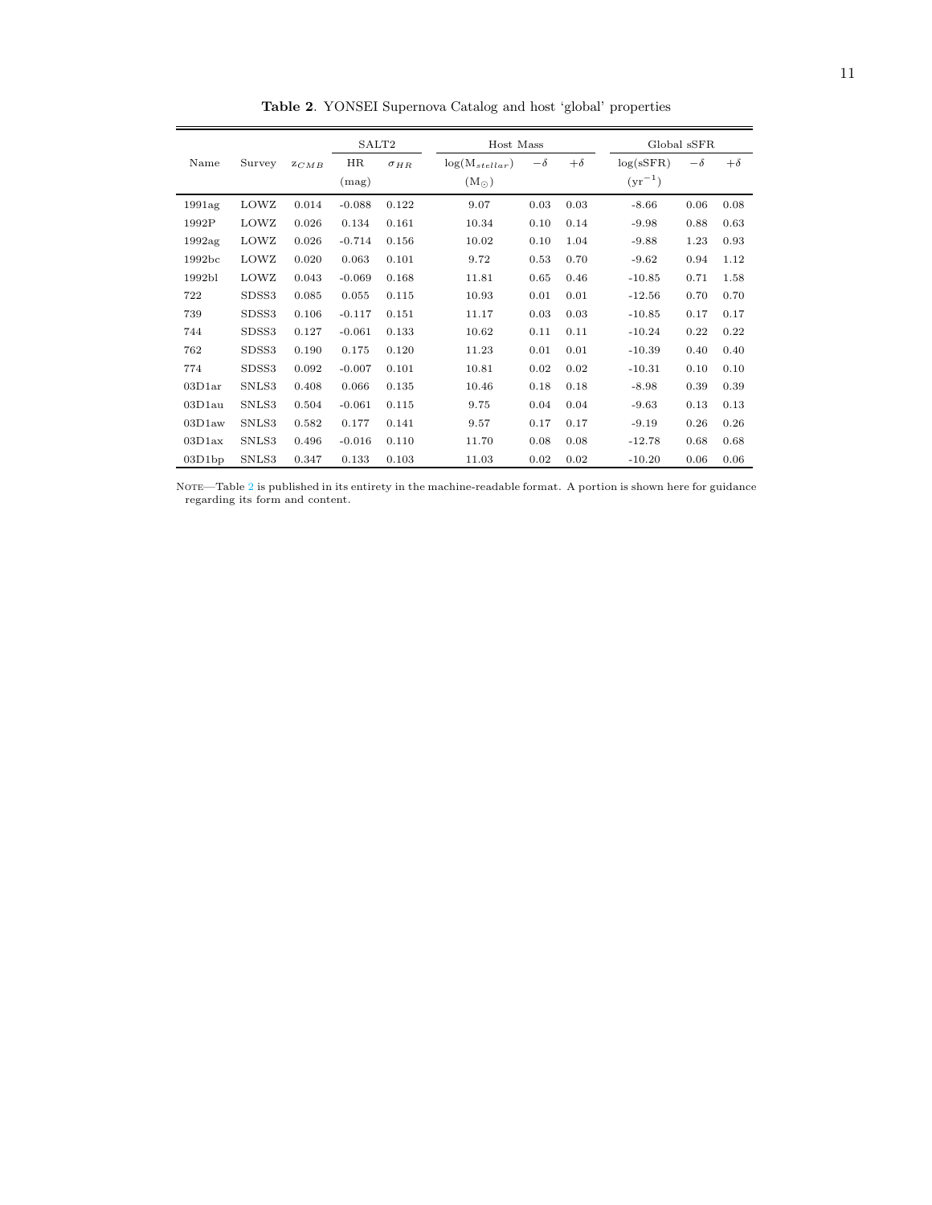**Table 2**. YONSEI Supernova Catalog and host 'global' properties

| Name | Survey | $z_{CMB}$ | SALT2 | | Host Mass | | | Global sSFR | | |
|---|---|---|---|---|---|---|---|---|---|---|
| | | | HR (mag) | $\sigma_{HR}$ | $\log(M_{stellar})$ ($M_\odot$) | $-\delta$ | $+\delta$ | log(sSFR) ($yr^{-1}$) | $-\delta$ | $+\delta$ |
| 1991ag | LOWZ | 0.014 | -0.088 | 0.122 | 9.07 | 0.03 | 0.03 | -8.66 | 0.06 | 0.08 |
| 1992P | LOWZ | 0.026 | 0.134 | 0.161 | 10.34 | 0.10 | 0.14 | -9.98 | 0.88 | 0.63 |
| 1992ag | LOWZ | 0.026 | -0.714 | 0.156 | 10.02 | 0.10 | 1.04 | -9.88 | 1.23 | 0.93 |
| 1992bc | LOWZ | 0.020 | 0.063 | 0.101 | 9.72 | 0.53 | 0.70 | -9.62 | 0.94 | 1.12 |
| 1992bl | LOWZ | 0.043 | -0.069 | 0.168 | 11.81 | 0.65 | 0.46 | -10.85 | 0.71 | 1.58 |
| 722 | SDSS3 | 0.085 | 0.055 | 0.115 | 10.93 | 0.01 | 0.01 | -12.56 | 0.70 | 0.70 |
| 739 | SDSS3 | 0.106 | -0.117 | 0.151 | 11.17 | 0.03 | 0.03 | -10.85 | 0.17 | 0.17 |
| 744 | SDSS3 | 0.127 | -0.061 | 0.133 | 10.62 | 0.11 | 0.11 | -10.24 | 0.22 | 0.22 |
| 762 | SDSS3 | 0.190 | 0.175 | 0.120 | 11.23 | 0.01 | 0.01 | -10.39 | 0.40 | 0.40 |
| 774 | SDSS3 | 0.092 | -0.007 | 0.101 | 10.81 | 0.02 | 0.02 | -10.31 | 0.10 | 0.10 |
| 03D1ar | SNLS3 | 0.408 | 0.066 | 0.135 | 10.46 | 0.18 | 0.18 | -8.98 | 0.39 | 0.39 |
| 03D1au | SNLS3 | 0.504 | -0.061 | 0.115 | 9.75 | 0.04 | 0.04 | -9.63 | 0.13 | 0.13 |
| 03D1aw | SNLS3 | 0.582 | 0.177 | 0.141 | 9.57 | 0.17 | 0.17 | -9.19 | 0.26 | 0.26 |
| 03D1ax | SNLS3 | 0.496 | -0.016 | 0.110 | 11.70 | 0.08 | 0.08 | -12.78 | 0.68 | 0.68 |
| 03D1bp | SNLS3 | 0.347 | 0.133 | 0.103 | 11.03 | 0.02 | 0.02 | -10.20 | 0.06 | 0.06 |

NOTE—Table 2 is published in its entirety in the machine-readable format. A portion is shown here for guidance regarding its form and content.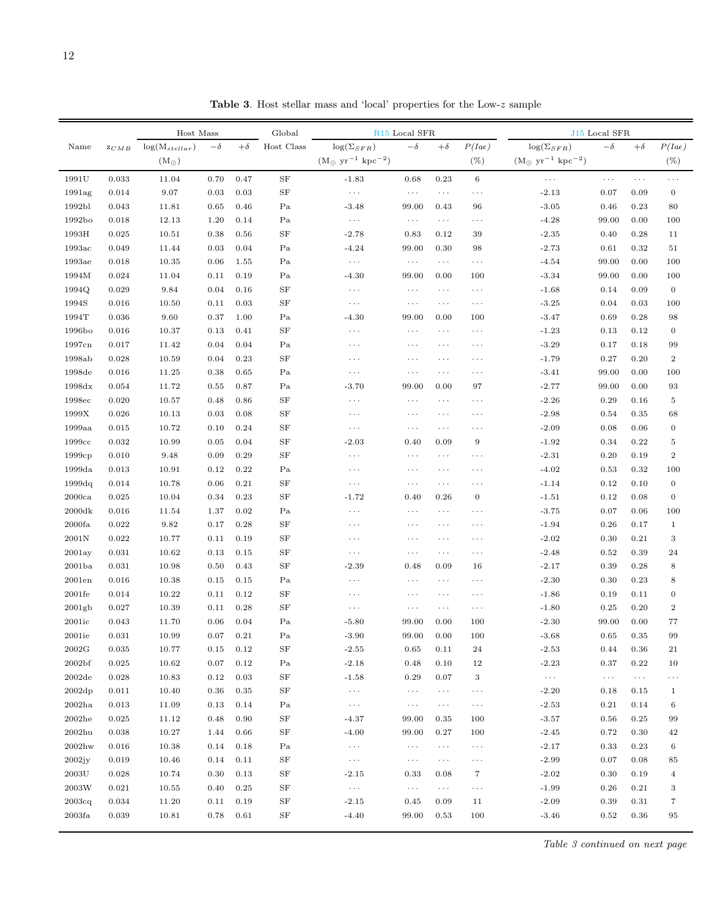**Table 3**. Host stellar mass and 'local' properties for the Low-$z$ sample

| Name | $z_{CMB}$ | Host Mass | | | Global | R15 Local SFR | | | | J15 Local SFR | | | |
|---|---|---|---|---|---|---|---|---|---|---|---|---|---|
| | | $\log(M_{stellar})$ ($M_\odot$) | $-\delta$ | $+\delta$ | Host Class | $\log(\Sigma_{SFR})$ ($M_\odot$ yr$^{-1}$ kpc$^{-2}$) | $-\delta$ | $+\delta$ | $P(Ia\epsilon)$ (%) | $\log(\Sigma_{SFR})$ ($M_\odot$ yr$^{-1}$ kpc$^{-2}$) | $-\delta$ | $+\delta$ | $P(Ia\epsilon)$ (%) |
| 1991U | 0.033 | 11.04 | 0.70 | 0.47 | SF | -1.83 | 0.68 | 0.23 | 6 | ··· | ··· | ··· | ··· |
| 1991ag | 0.014 | 9.07 | 0.03 | 0.03 | SF | ··· | ··· | ··· | ··· | -2.13 | 0.07 | 0.09 | 0 |
| 1992bl | 0.043 | 11.81 | 0.65 | 0.46 | Pa | -3.48 | 99.00 | 0.43 | 96 | -3.05 | 0.46 | 0.23 | 80 |
| 1992bo | 0.018 | 12.13 | 1.20 | 0.14 | Pa | ··· | ··· | ··· | ··· | -4.28 | 99.00 | 0.00 | 100 |
| 1993H | 0.025 | 10.51 | 0.38 | 0.56 | SF | -2.78 | 0.83 | 0.12 | 39 | -2.35 | 0.40 | 0.28 | 11 |
| 1993ac | 0.049 | 11.44 | 0.03 | 0.04 | Pa | -4.24 | 99.00 | 0.30 | 98 | -2.73 | 0.61 | 0.32 | 51 |
| 1993ae | 0.018 | 10.35 | 0.06 | 1.55 | Pa | ··· | ··· | ··· | ··· | -4.54 | 99.00 | 0.00 | 100 |
| 1994M | 0.024 | 11.04 | 0.11 | 0.19 | Pa | -4.30 | 99.00 | 0.00 | 100 | -3.34 | 99.00 | 0.00 | 100 |
| 1994Q | 0.029 | 9.84 | 0.04 | 0.16 | SF | ··· | ··· | ··· | ··· | -1.68 | 0.14 | 0.09 | 0 |
| 1994S | 0.016 | 10.50 | 0.11 | 0.03 | SF | ··· | ··· | ··· | ··· | -3.25 | 0.04 | 0.03 | 100 |
| 1994T | 0.036 | 9.60 | 0.37 | 1.00 | Pa | -4.30 | 99.00 | 0.00 | 100 | -3.47 | 0.69 | 0.28 | 98 |
| 1996bo | 0.016 | 10.37 | 0.13 | 0.41 | SF | ··· | ··· | ··· | ··· | -1.23 | 0.13 | 0.12 | 0 |
| 1997cn | 0.017 | 11.42 | 0.04 | 0.04 | Pa | ··· | ··· | ··· | ··· | -3.29 | 0.17 | 0.18 | 99 |
| 1998ab | 0.028 | 10.59 | 0.04 | 0.23 | SF | ··· | ··· | ··· | ··· | -1.79 | 0.27 | 0.20 | 2 |
| 1998de | 0.016 | 11.25 | 0.38 | 0.65 | Pa | ··· | ··· | ··· | ··· | -3.41 | 99.00 | 0.00 | 100 |
| 1998dx | 0.054 | 11.72 | 0.55 | 0.87 | Pa | -3.70 | 99.00 | 0.00 | 97 | -2.77 | 99.00 | 0.00 | 93 |
| 1998ec | 0.020 | 10.57 | 0.48 | 0.86 | SF | ··· | ··· | ··· | ··· | -2.26 | 0.29 | 0.16 | 5 |
| 1999X | 0.026 | 10.13 | 0.03 | 0.08 | SF | ··· | ··· | ··· | ··· | -2.98 | 0.54 | 0.35 | 68 |
| 1999aa | 0.015 | 10.72 | 0.10 | 0.24 | SF | ··· | ··· | ··· | ··· | -2.09 | 0.08 | 0.06 | 0 |
| 1999cc | 0.032 | 10.99 | 0.05 | 0.04 | SF | -2.03 | 0.40 | 0.09 | 9 | -1.92 | 0.34 | 0.22 | 5 |
| 1999cp | 0.010 | 9.48 | 0.09 | 0.29 | SF | ··· | ··· | ··· | ··· | -2.31 | 0.20 | 0.19 | 2 |
| 1999da | 0.013 | 10.91 | 0.12 | 0.22 | Pa | ··· | ··· | ··· | ··· | -4.02 | 0.53 | 0.32 | 100 |
| 1999dq | 0.014 | 10.78 | 0.06 | 0.21 | SF | ··· | ··· | ··· | ··· | -1.14 | 0.12 | 0.10 | 0 |
| 2000ca | 0.025 | 10.04 | 0.34 | 0.23 | SF | -1.72 | 0.40 | 0.26 | 0 | -1.51 | 0.12 | 0.08 | 0 |
| 2000dk | 0.016 | 11.54 | 1.37 | 0.02 | Pa | ··· | ··· | ··· | ··· | -3.75 | 0.07 | 0.06 | 100 |
| 2000fa | 0.022 | 9.82 | 0.17 | 0.28 | SF | ··· | ··· | ··· | ··· | -1.94 | 0.26 | 0.17 | 1 |
| 2001N | 0.022 | 10.77 | 0.11 | 0.19 | SF | ··· | ··· | ··· | ··· | -2.02 | 0.30 | 0.21 | 3 |
| 2001ay | 0.031 | 10.62 | 0.13 | 0.15 | SF | ··· | ··· | ··· | ··· | -2.48 | 0.52 | 0.39 | 24 |
| 2001ba | 0.031 | 10.98 | 0.50 | 0.43 | SF | -2.39 | 0.48 | 0.09 | 16 | -2.17 | 0.39 | 0.28 | 8 |
| 2001en | 0.016 | 10.38 | 0.15 | 0.15 | Pa | ··· | ··· | ··· | ··· | -2.30 | 0.30 | 0.23 | 8 |
| 2001fe | 0.014 | 10.22 | 0.11 | 0.12 | SF | ··· | ··· | ··· | ··· | -1.86 | 0.19 | 0.11 | 0 |
| 2001gb | 0.027 | 10.39 | 0.11 | 0.28 | SF | ··· | ··· | ··· | ··· | -1.80 | 0.25 | 0.20 | 2 |
| 2001ic | 0.043 | 11.70 | 0.06 | 0.04 | Pa | -5.80 | 99.00 | 0.00 | 100 | -2.30 | 99.00 | 0.00 | 77 |
| 2001ie | 0.031 | 10.99 | 0.07 | 0.21 | Pa | -3.90 | 99.00 | 0.00 | 100 | -3.68 | 0.65 | 0.35 | 99 |
| 2002G | 0.035 | 10.77 | 0.15 | 0.12 | SF | -2.55 | 0.65 | 0.11 | 24 | -2.53 | 0.44 | 0.36 | 21 |
| 2002bf | 0.025 | 10.62 | 0.07 | 0.12 | Pa | -2.18 | 0.48 | 0.10 | 12 | -2.23 | 0.37 | 0.22 | 10 |
| 2002de | 0.028 | 10.83 | 0.12 | 0.03 | SF | -1.58 | 0.29 | 0.07 | 3 | ··· | ··· | ··· | ··· |
| 2002dp | 0.011 | 10.40 | 0.36 | 0.35 | SF | ··· | ··· | ··· | ··· | -2.20 | 0.18 | 0.15 | 1 |
| 2002ha | 0.013 | 11.09 | 0.13 | 0.14 | Pa | ··· | ··· | ··· | ··· | -2.53 | 0.21 | 0.14 | 6 |
| 2002he | 0.025 | 11.12 | 0.48 | 0.90 | SF | -4.37 | 99.00 | 0.35 | 100 | -3.57 | 0.56 | 0.25 | 99 |
| 2002hu | 0.038 | 10.27 | 1.44 | 0.66 | SF | -4.00 | 99.00 | 0.27 | 100 | -2.45 | 0.72 | 0.30 | 42 |
| 2002hw | 0.016 | 10.38 | 0.14 | 0.18 | Pa | ··· | ··· | ··· | ··· | -2.17 | 0.33 | 0.23 | 6 |
| 2002jy | 0.019 | 10.46 | 0.14 | 0.11 | SF | ··· | ··· | ··· | ··· | -2.99 | 0.07 | 0.08 | 85 |
| 2003U | 0.028 | 10.74 | 0.30 | 0.13 | SF | -2.15 | 0.33 | 0.08 | 7 | -2.02 | 0.30 | 0.19 | 4 |
| 2003W | 0.021 | 10.55 | 0.40 | 0.25 | SF | ··· | ··· | ··· | ··· | -1.99 | 0.26 | 0.21 | 3 |
| 2003cq | 0.034 | 11.20 | 0.11 | 0.19 | SF | -2.15 | 0.45 | 0.09 | 11 | -2.09 | 0.39 | 0.31 | 7 |
| 2003fa | 0.039 | 10.81 | 0.78 | 0.61 | SF | -4.40 | 99.00 | 0.53 | 100 | -3.46 | 0.52 | 0.36 | 95 |

*Table 3 continued on next page*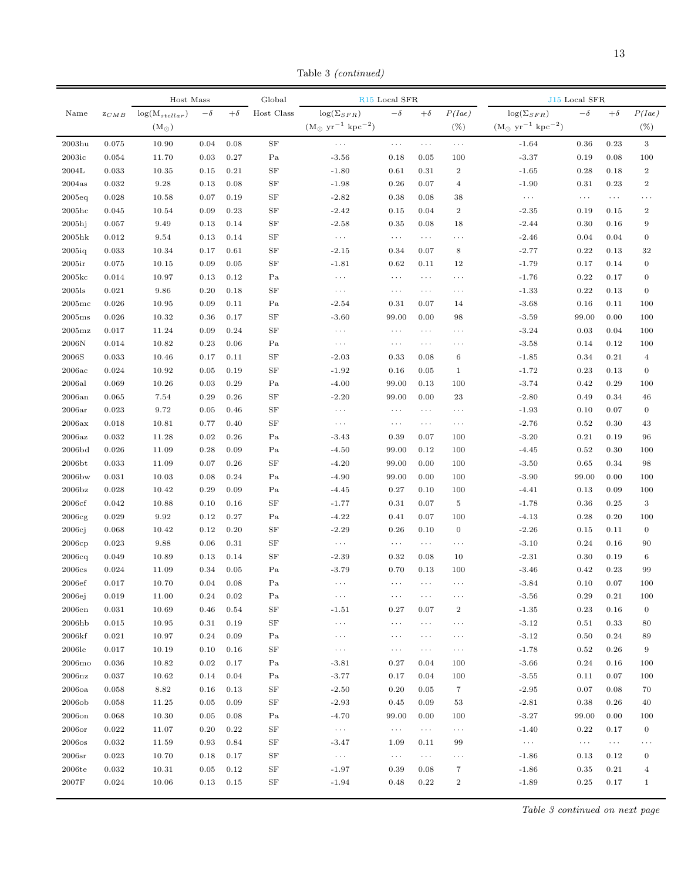Table 3 *(continued)*

| Name | $z_{CMB}$ | Host Mass | | | Global | R15 Local SFR | | | | J15 Local SFR | | | |
|---|---|---|---|---|---|---|---|---|---|---|---|---|---|
| | | $\log(M_{stellar})$ | $-\delta$ | $+\delta$ | Host Class | $\log(\Sigma_{SFR})$ | $-\delta$ | $+\delta$ | $P(Ia\epsilon)$ | $\log(\Sigma_{SFR})$ | $-\delta$ | $+\delta$ | $P(Ia\epsilon)$ |
| | | ($M_{\odot}$) | | | | ($M_{\odot}$ yr$^{-1}$ kpc$^{-2}$) | | | (%) | ($M_{\odot}$ yr$^{-1}$ kpc$^{-2}$) | | | (%) |
| 2003hu | 0.075 | 10.90 | 0.04 | 0.08 | SF | ... | ... | ... | ... | -1.64 | 0.36 | 0.23 | 3 |
| 2003ic | 0.054 | 11.70 | 0.03 | 0.27 | Pa | -3.56 | 0.18 | 0.05 | 100 | -3.37 | 0.19 | 0.08 | 100 |
| 2004L | 0.033 | 10.35 | 0.15 | 0.21 | SF | -1.80 | 0.61 | 0.31 | 2 | -1.65 | 0.28 | 0.18 | 2 |
| 2004as | 0.032 | 9.28 | 0.13 | 0.08 | SF | -1.98 | 0.26 | 0.07 | 4 | -1.90 | 0.31 | 0.23 | 2 |
| 2005eq | 0.028 | 10.58 | 0.07 | 0.19 | SF | -2.82 | 0.38 | 0.08 | 38 | ... | ... | ... | ... |
| 2005hc | 0.045 | 10.54 | 0.09 | 0.23 | SF | -2.42 | 0.15 | 0.04 | 2 | -2.35 | 0.19 | 0.15 | 2 |
| 2005hj | 0.057 | 9.49 | 0.13 | 0.14 | SF | -2.58 | 0.35 | 0.08 | 18 | -2.44 | 0.30 | 0.16 | 9 |
| 2005hk | 0.012 | 9.54 | 0.13 | 0.14 | SF | ... | ... | ... | ... | -2.46 | 0.04 | 0.04 | 0 |
| 2005iq | 0.033 | 10.34 | 0.17 | 0.61 | SF | -2.15 | 0.34 | 0.07 | 8 | -2.77 | 0.22 | 0.13 | 32 |
| 2005ir | 0.075 | 10.15 | 0.09 | 0.05 | SF | -1.81 | 0.62 | 0.11 | 12 | -1.79 | 0.17 | 0.14 | 0 |
| 2005kc | 0.014 | 10.97 | 0.13 | 0.12 | Pa | ... | ... | ... | ... | -1.76 | 0.22 | 0.17 | 0 |
| 2005ls | 0.021 | 9.86 | 0.20 | 0.18 | SF | ... | ... | ... | ... | -1.33 | 0.22 | 0.13 | 0 |
| 2005mc | 0.026 | 10.95 | 0.09 | 0.11 | Pa | -2.54 | 0.31 | 0.07 | 14 | -3.68 | 0.16 | 0.11 | 100 |
| 2005ms | 0.026 | 10.32 | 0.36 | 0.17 | SF | -3.60 | 99.00 | 0.00 | 98 | -3.59 | 99.00 | 0.00 | 100 |
| 2005mz | 0.017 | 11.24 | 0.09 | 0.24 | SF | ... | ... | ... | ... | -3.24 | 0.03 | 0.04 | 100 |
| 2006N | 0.014 | 10.82 | 0.23 | 0.06 | Pa | ... | ... | ... | ... | -3.58 | 0.14 | 0.12 | 100 |
| 2006S | 0.033 | 10.46 | 0.17 | 0.11 | SF | -2.03 | 0.33 | 0.08 | 6 | -1.85 | 0.34 | 0.21 | 4 |
| 2006ac | 0.024 | 10.92 | 0.05 | 0.19 | SF | -1.92 | 0.16 | 0.05 | 1 | -1.72 | 0.23 | 0.13 | 0 |
| 2006al | 0.069 | 10.26 | 0.03 | 0.29 | Pa | -4.00 | 99.00 | 0.13 | 100 | -3.74 | 0.42 | 0.29 | 100 |
| 2006an | 0.065 | 7.54 | 0.29 | 0.26 | SF | -2.20 | 99.00 | 0.00 | 23 | -2.80 | 0.49 | 0.34 | 46 |
| 2006ar | 0.023 | 9.72 | 0.05 | 0.46 | SF | ... | ... | ... | ... | -1.93 | 0.10 | 0.07 | 0 |
| 2006ax | 0.018 | 10.81 | 0.77 | 0.40 | SF | ... | ... | ... | ... | -2.76 | 0.52 | 0.30 | 43 |
| 2006az | 0.032 | 11.28 | 0.02 | 0.26 | Pa | -3.43 | 0.39 | 0.07 | 100 | -3.20 | 0.21 | 0.19 | 96 |
| 2006bd | 0.026 | 11.09 | 0.28 | 0.09 | Pa | -4.50 | 99.00 | 0.12 | 100 | -4.45 | 0.52 | 0.30 | 100 |
| 2006bt | 0.033 | 11.09 | 0.07 | 0.26 | SF | -4.20 | 99.00 | 0.00 | 100 | -3.50 | 0.65 | 0.34 | 98 |
| 2006bw | 0.031 | 10.03 | 0.08 | 0.24 | Pa | -4.90 | 99.00 | 0.00 | 100 | -3.90 | 99.00 | 0.00 | 100 |
| 2006bz | 0.028 | 10.42 | 0.29 | 0.09 | Pa | -4.45 | 0.27 | 0.10 | 100 | -4.41 | 0.13 | 0.09 | 100 |
| 2006cf | 0.042 | 10.88 | 0.10 | 0.16 | SF | -1.77 | 0.31 | 0.07 | 5 | -1.78 | 0.36 | 0.25 | 3 |
| 2006cg | 0.029 | 9.92 | 0.12 | 0.27 | Pa | -4.22 | 0.41 | 0.07 | 100 | -4.13 | 0.28 | 0.20 | 100 |
| 2006cj | 0.068 | 10.42 | 0.12 | 0.20 | SF | -2.29 | 0.26 | 0.10 | 0 | -2.26 | 0.15 | 0.11 | 0 |
| 2006cp | 0.023 | 9.88 | 0.06 | 0.31 | SF | ... | ... | ... | ... | -3.10 | 0.24 | 0.16 | 90 |
| 2006cq | 0.049 | 10.89 | 0.13 | 0.14 | SF | -2.39 | 0.32 | 0.08 | 10 | -2.31 | 0.30 | 0.19 | 6 |
| 2006cs | 0.024 | 11.09 | 0.34 | 0.05 | Pa | -3.79 | 0.70 | 0.13 | 100 | -3.46 | 0.42 | 0.23 | 99 |
| 2006ef | 0.017 | 10.70 | 0.04 | 0.08 | Pa | ... | ... | ... | ... | -3.84 | 0.10 | 0.07 | 100 |
| 2006ej | 0.019 | 11.00 | 0.24 | 0.02 | Pa | ... | ... | ... | ... | -3.56 | 0.29 | 0.21 | 100 |
| 2006en | 0.031 | 10.69 | 0.46 | 0.54 | SF | -1.51 | 0.27 | 0.07 | 2 | -1.35 | 0.23 | 0.16 | 0 |
| 2006hb | 0.015 | 10.95 | 0.31 | 0.19 | SF | ... | ... | ... | ... | -3.12 | 0.51 | 0.33 | 80 |
| 2006kf | 0.021 | 10.97 | 0.24 | 0.09 | Pa | ... | ... | ... | ... | -3.12 | 0.50 | 0.24 | 89 |
| 2006le | 0.017 | 10.19 | 0.10 | 0.16 | SF | ... | ... | ... | ... | -1.78 | 0.52 | 0.26 | 9 |
| 2006mo | 0.036 | 10.82 | 0.02 | 0.17 | Pa | -3.81 | 0.27 | 0.04 | 100 | -3.66 | 0.24 | 0.16 | 100 |
| 2006nz | 0.037 | 10.62 | 0.14 | 0.04 | Pa | -3.77 | 0.17 | 0.04 | 100 | -3.55 | 0.11 | 0.07 | 100 |
| 2006oa | 0.058 | 8.82 | 0.16 | 0.13 | SF | -2.50 | 0.20 | 0.05 | 7 | -2.95 | 0.07 | 0.08 | 70 |
| 2006ob | 0.058 | 11.25 | 0.05 | 0.09 | SF | -2.93 | 0.45 | 0.09 | 53 | -2.81 | 0.38 | 0.26 | 40 |
| 2006on | 0.068 | 10.30 | 0.05 | 0.08 | Pa | -4.70 | 99.00 | 0.00 | 100 | -3.27 | 99.00 | 0.00 | 100 |
| 2006or | 0.022 | 11.07 | 0.20 | 0.22 | SF | ... | ... | ... | ... | -1.40 | 0.22 | 0.17 | 0 |
| 2006os | 0.032 | 11.59 | 0.93 | 0.84 | SF | -3.47 | 1.09 | 0.11 | 99 | ... | ... | ... | ... |
| 2006sr | 0.023 | 10.70 | 0.18 | 0.17 | SF | ... | ... | ... | ... | -1.86 | 0.13 | 0.12 | 0 |
| 2006te | 0.032 | 10.31 | 0.05 | 0.12 | SF | -1.97 | 0.39 | 0.08 | 7 | -1.86 | 0.35 | 0.21 | 4 |
| 2007F | 0.024 | 10.06 | 0.13 | 0.15 | SF | -1.94 | 0.48 | 0.22 | 2 | -1.89 | 0.25 | 0.17 | 1 |

*Table 3 continued on next page*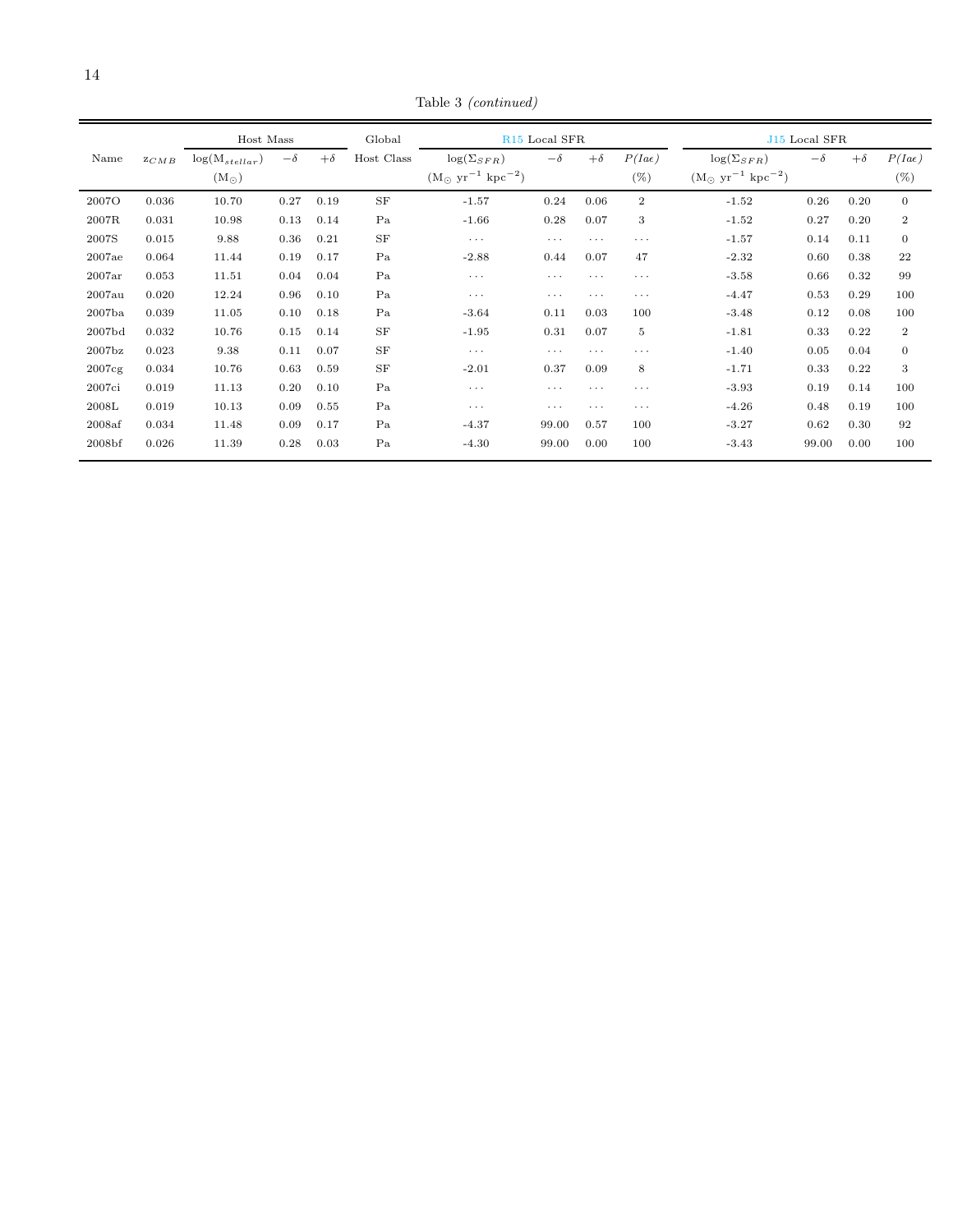Table 3 *(continued)*

| Name | $z_{CMB}$ | Host Mass | | | Global | R15 Local SFR | | | | J15 Local SFR | | | |
|---|---|---|---|---|---|---|---|---|---|---|---|---|---|
| | | $\log(M_{stellar})$ ($M_\odot$) | $-\delta$ | $+\delta$ | Host Class | $\log(\Sigma_{SFR})$ ($M_\odot$ yr$^{-1}$ kpc$^{-2}$) | $-\delta$ | $+\delta$ | $P(Ia\epsilon)$ (%) | $\log(\Sigma_{SFR})$ ($M_\odot$ yr$^{-1}$ kpc$^{-2}$) | $-\delta$ | $+\delta$ | $P(Ia\epsilon)$ (%) |
| 2007O | 0.036 | 10.70 | 0.27 | 0.19 | SF | -1.57 | 0.24 | 0.06 | 2 | -1.52 | 0.26 | 0.20 | 0 |
| 2007R | 0.031 | 10.98 | 0.13 | 0.14 | Pa | -1.66 | 0.28 | 0.07 | 3 | -1.52 | 0.27 | 0.20 | 2 |
| 2007S | 0.015 | 9.88 | 0.36 | 0.21 | SF | ··· | ··· | ··· | ··· | -1.57 | 0.14 | 0.11 | 0 |
| 2007ae | 0.064 | 11.44 | 0.19 | 0.17 | Pa | -2.88 | 0.44 | 0.07 | 47 | -2.32 | 0.60 | 0.38 | 22 |
| 2007ar | 0.053 | 11.51 | 0.04 | 0.04 | Pa | ··· | ··· | ··· | ··· | -3.58 | 0.66 | 0.32 | 99 |
| 2007au | 0.020 | 12.24 | 0.96 | 0.10 | Pa | ··· | ··· | ··· | ··· | -4.47 | 0.53 | 0.29 | 100 |
| 2007ba | 0.039 | 11.05 | 0.10 | 0.18 | Pa | -3.64 | 0.11 | 0.03 | 100 | -3.48 | 0.12 | 0.08 | 100 |
| 2007bd | 0.032 | 10.76 | 0.15 | 0.14 | SF | -1.95 | 0.31 | 0.07 | 5 | -1.81 | 0.33 | 0.22 | 2 |
| 2007bz | 0.023 | 9.38 | 0.11 | 0.07 | SF | ··· | ··· | ··· | ··· | -1.40 | 0.05 | 0.04 | 0 |
| 2007cg | 0.034 | 10.76 | 0.63 | 0.59 | SF | -2.01 | 0.37 | 0.09 | 8 | -1.71 | 0.33 | 0.22 | 3 |
| 2007ci | 0.019 | 11.13 | 0.20 | 0.10 | Pa | ··· | ··· | ··· | ··· | -3.93 | 0.19 | 0.14 | 100 |
| 2008L | 0.019 | 10.13 | 0.09 | 0.55 | Pa | ··· | ··· | ··· | ··· | -4.26 | 0.48 | 0.19 | 100 |
| 2008af | 0.034 | 11.48 | 0.09 | 0.17 | Pa | -4.37 | 99.00 | 0.57 | 100 | -3.27 | 0.62 | 0.30 | 92 |
| 2008bf | 0.026 | 11.39 | 0.28 | 0.03 | Pa | -4.30 | 99.00 | 0.00 | 100 | -3.43 | 99.00 | 0.00 | 100 |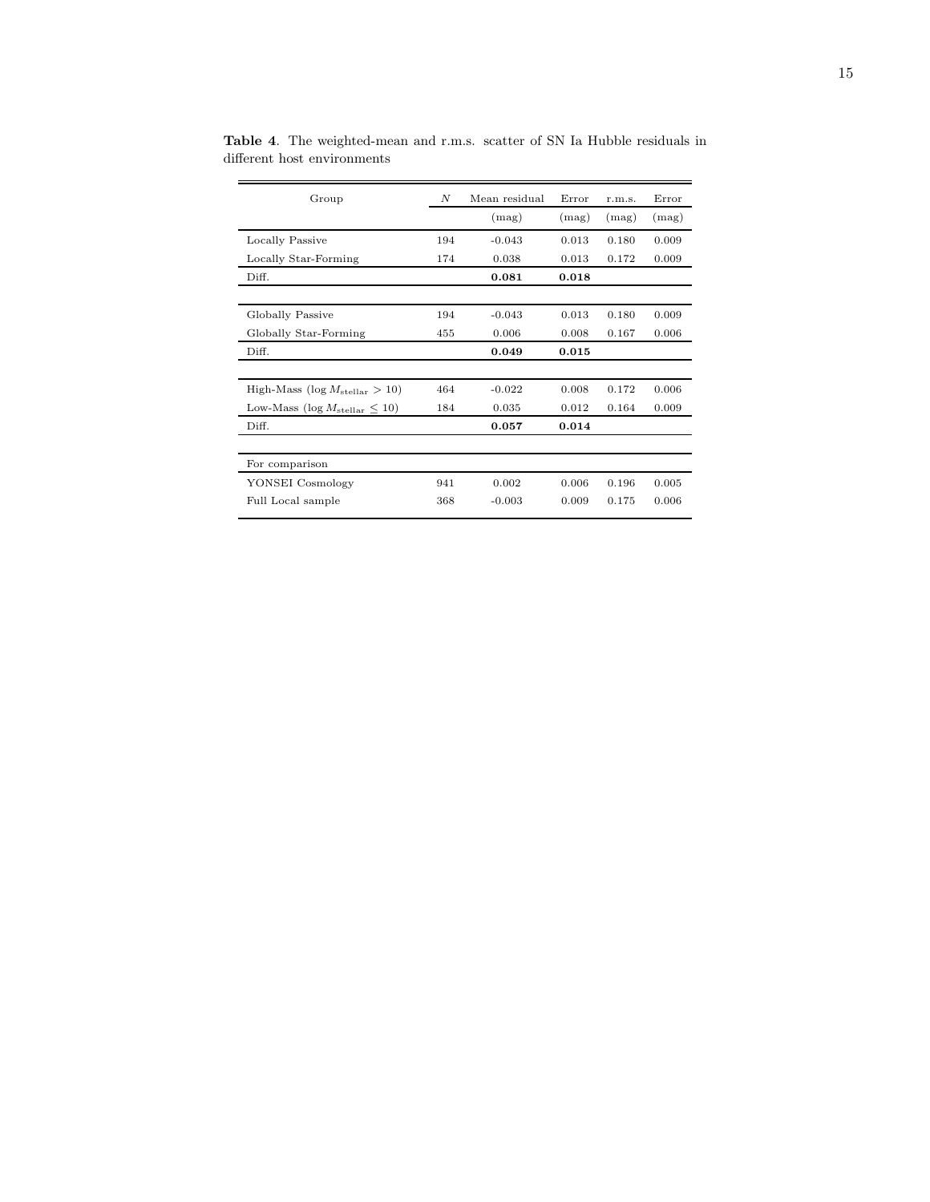**Table 4**. The weighted-mean and r.m.s. scatter of SN Ia Hubble residuals in different host environments

| Group | $N$ | Mean residual (mag) | Error (mag) | r.m.s. (mag) | Error (mag) |
|---|---|---|---|---|---|
| Locally Passive | 194 | -0.043 | 0.013 | 0.180 | 0.009 |
| Locally Star-Forming | 174 | 0.038 | 0.013 | 0.172 | 0.009 |
| Diff. | | **0.081** | **0.018** | | |
| | | | | | |
| Globally Passive | 194 | -0.043 | 0.013 | 0.180 | 0.009 |
| Globally Star-Forming | 455 | 0.006 | 0.008 | 0.167 | 0.006 |
| Diff. | | **0.049** | **0.015** | | |
| | | | | | |
| High-Mass ($\log M_{\rm stellar} > 10$) | 464 | -0.022 | 0.008 | 0.172 | 0.006 |
| Low-Mass ($\log M_{\rm stellar} \leq 10$) | 184 | 0.035 | 0.012 | 0.164 | 0.009 |
| Diff. | | **0.057** | **0.014** | | |
| | | | | | |
| For comparison | | | | | |
| YONSEI Cosmology | 941 | 0.002 | 0.006 | 0.196 | 0.005 |
| Full Local sample | 368 | -0.003 | 0.009 | 0.175 | 0.006 |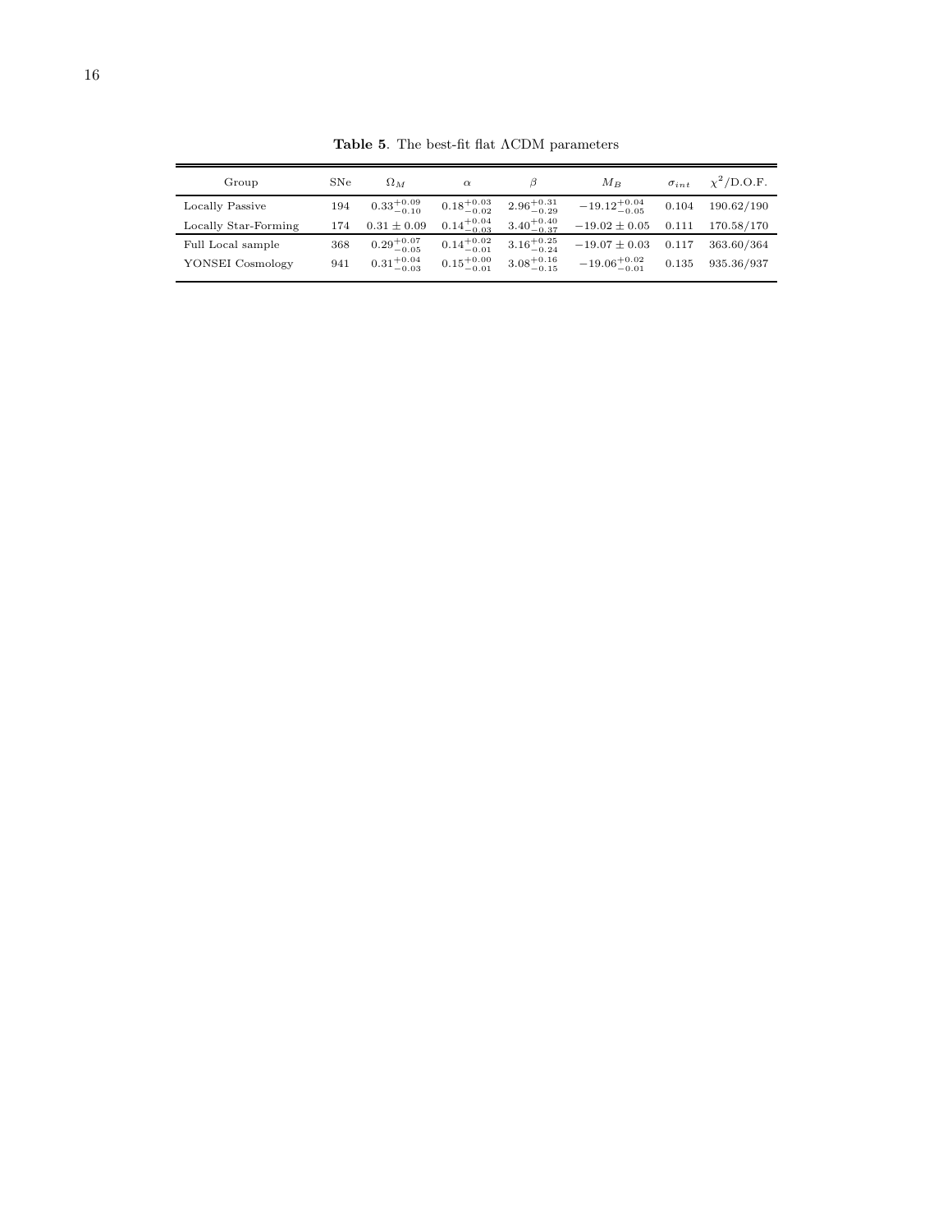**Table 5**. The best-fit flat ΛCDM parameters

| Group | SNe | $\Omega_M$ | $\alpha$ | $\beta$ | $M_B$ | $\sigma_{int}$ | $\chi^2$/D.O.F. |
|---|---|---|---|---|---|---|---|
| Locally Passive | 194 | $0.33^{+0.09}_{-0.10}$ | $0.18^{+0.03}_{-0.02}$ | $2.96^{+0.31}_{-0.29}$ | $-19.12^{+0.04}_{-0.05}$ | 0.104 | 190.62/190 |
| Locally Star-Forming | 174 | $0.31 \pm 0.09$ | $0.14^{+0.04}_{-0.03}$ | $3.40^{+0.40}_{-0.37}$ | $-19.02 \pm 0.05$ | 0.111 | 170.58/170 |
| Full Local sample | 368 | $0.29^{+0.07}_{-0.05}$ | $0.14^{+0.02}_{-0.01}$ | $3.16^{+0.25}_{-0.24}$ | $-19.07 \pm 0.03$ | 0.117 | 363.60/364 |
| YONSEI Cosmology | 941 | $0.31^{+0.04}_{-0.03}$ | $0.15^{+0.00}_{-0.01}$ | $3.08^{+0.16}_{-0.15}$ | $-19.06^{+0.02}_{-0.01}$ | 0.135 | 935.36/937 |